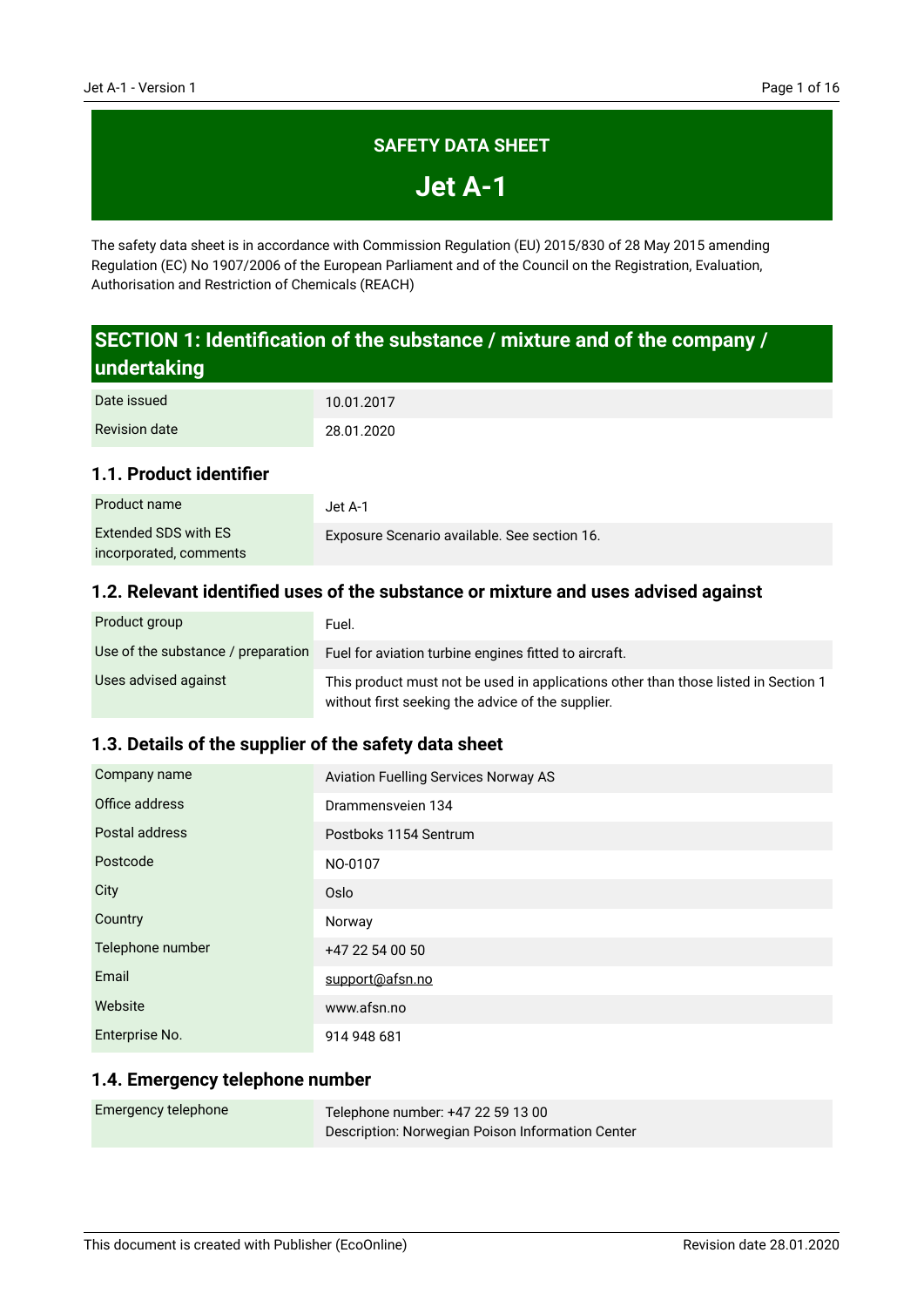# SAFETY DATA SHEET

# Jet A-1

The safety data sheet is in accordance with Commission Regulation (EU) 2015/830 of 28 May 2015 amending Regulation (EC) No 1907/2006 of the European Parliament and of the Council on the Registration, Evaluation, Authorisation and Restriction of Chemicals (REACH)

## SECTION 1: Identification of the substance / mixture and of the company / undertaking

| | |
|---|---|
| Date issued | 10.01.2017 |
| Revision date | 28.01.2020 |

### 1.1. Product identifier

| | |
|---|---|
| Product name | Jet A-1 |
| Extended SDS with ES incorporated, comments | Exposure Scenario available. See section 16. |

### 1.2. Relevant identified uses of the substance or mixture and uses advised against

| | |
|---|---|
| Product group | Fuel. |
| Use of the substance / preparation | Fuel for aviation turbine engines fitted to aircraft. |
| Uses advised against | This product must not be used in applications other than those listed in Section 1 without first seeking the advice of the supplier. |

### 1.3. Details of the supplier of the safety data sheet

| | |
|---|---|
| Company name | Aviation Fuelling Services Norway AS |
| Office address | Drammensveien 134 |
| Postal address | Postboks 1154 Sentrum |
| Postcode | NO-0107 |
| City | Oslo |
| Country | Norway |
| Telephone number | +47 22 54 00 50 |
| Email | support@afsn.no |
| Website | www.afsn.no |
| Enterprise No. | 914 948 681 |

### 1.4. Emergency telephone number

| | |
|---|---|
| Emergency telephone | Telephone number: +47 22 59 13 00<br>Description: Norwegian Poison Information Center |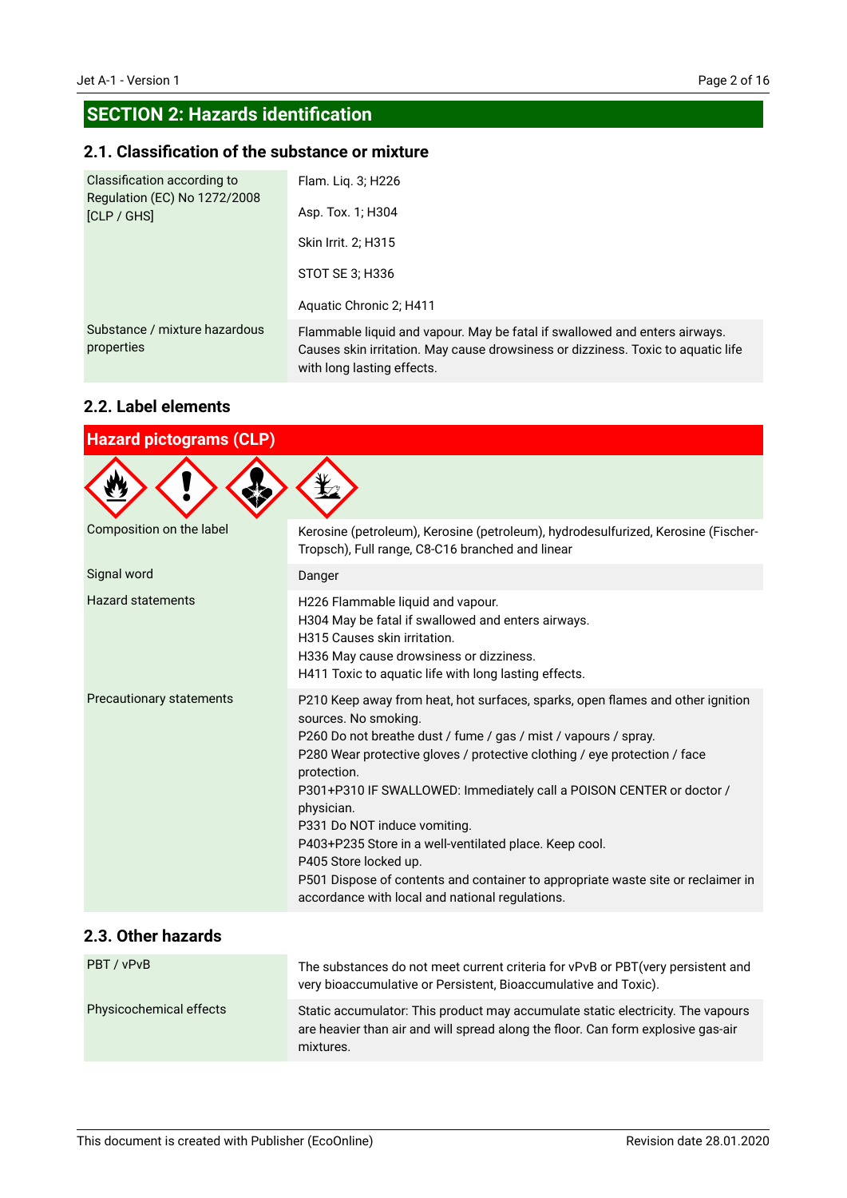## SECTION 2: Hazards identification

### 2.1. Classification of the substance or mixture

| | |
|---|---|
| Classification according to Regulation (EC) No 1272/2008 [CLP / GHS] | Flam. Liq. 3; H226<br>Asp. Tox. 1; H304<br>Skin Irrit. 2; H315<br>STOT SE 3; H336<br>Aquatic Chronic 2; H411 |
| Substance / mixture hazardous properties | Flammable liquid and vapour. May be fatal if swallowed and enters airways. Causes skin irritation. May cause drowsiness or dizziness. Toxic to aquatic life with long lasting effects. |

### 2.2. Label elements

**Hazard pictograms (CLP)**

| | |
|---|---|
| Composition on the label | Kerosine (petroleum), Kerosine (petroleum), hydrodesulfurized, Kerosine (Fischer-Tropsch), Full range, C8-C16 branched and linear |
| Signal word | Danger |
| Hazard statements | H226 Flammable liquid and vapour.<br>H304 May be fatal if swallowed and enters airways.<br>H315 Causes skin irritation.<br>H336 May cause drowsiness or dizziness.<br>H411 Toxic to aquatic life with long lasting effects. |
| Precautionary statements | P210 Keep away from heat, hot surfaces, sparks, open flames and other ignition sources. No smoking.<br>P260 Do not breathe dust / fume / gas / mist / vapours / spray.<br>P280 Wear protective gloves / protective clothing / eye protection / face protection.<br>P301+P310 IF SWALLOWED: Immediately call a POISON CENTER or doctor / physician.<br>P331 Do NOT induce vomiting.<br>P403+P235 Store in a well-ventilated place. Keep cool.<br>P405 Store locked up.<br>P501 Dispose of contents and container to appropriate waste site or reclaimer in accordance with local and national regulations. |

### 2.3. Other hazards

| | |
|---|---|
| PBT / vPvB | The substances do not meet current criteria for vPvB or PBT(very persistent and very bioaccumulative or Persistent, Bioaccumulative and Toxic). |
| Physicochemical effects | Static accumulator: This product may accumulate static electricity. The vapours are heavier than air and will spread along the floor. Can form explosive gas-air mixtures. |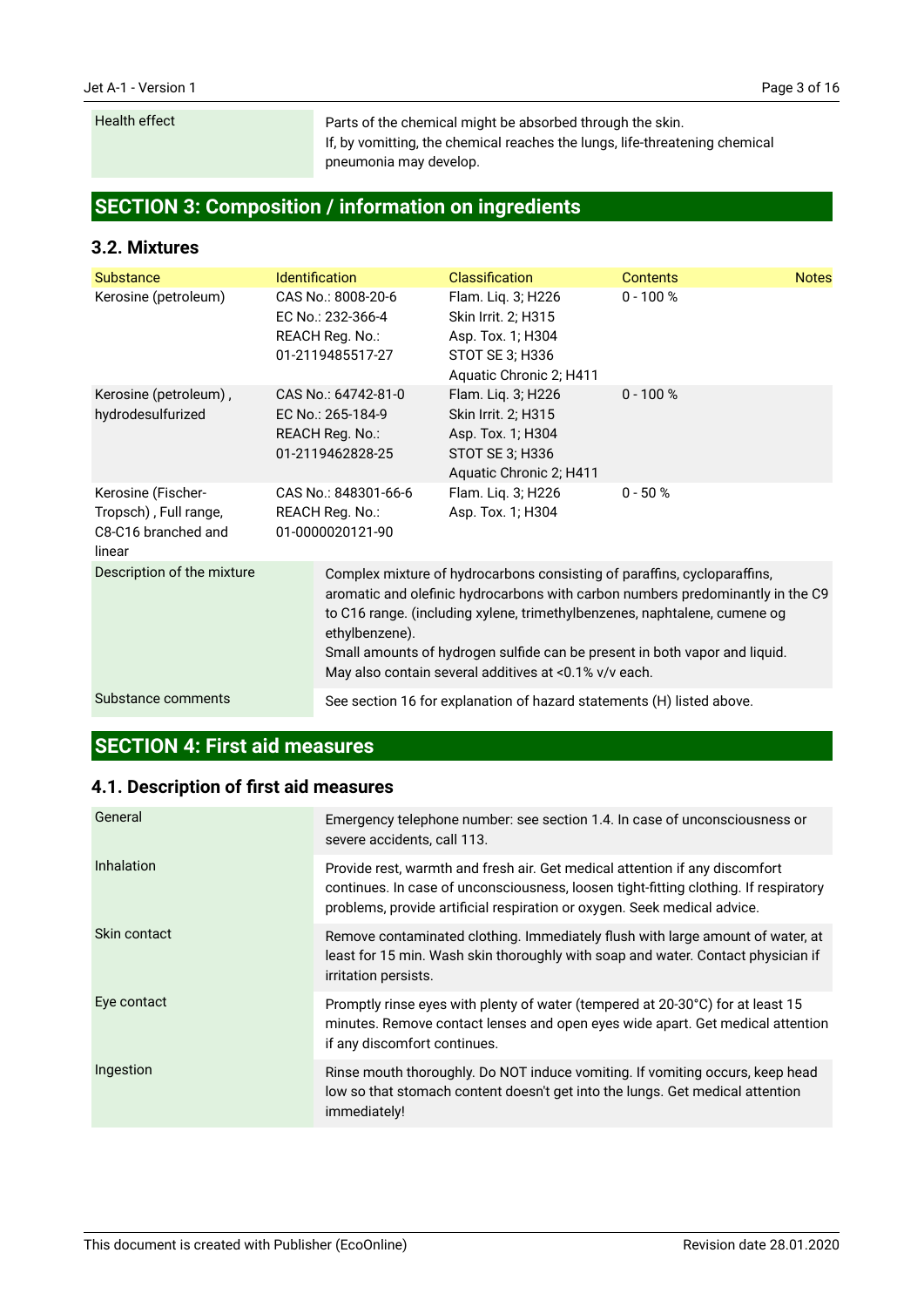| Health effect | Parts of the chemical might be absorbed through the skin.<br>If, by vomitting, the chemical reaches the lungs, life-threatening chemical pneumonia may develop. |
|---|---|

## SECTION 3: Composition / information on ingredients

### 3.2. Mixtures

| Substance | Identification | Classification | Contents | Notes |
|---|---|---|---|---|
| Kerosine (petroleum) | CAS No.: 8008-20-6<br>EC No.: 232-366-4<br>REACH Reg. No.: 01-2119485517-27 | Flam. Liq. 3; H226<br>Skin Irrit. 2; H315<br>Asp. Tox. 1; H304<br>STOT SE 3; H336<br>Aquatic Chronic 2; H411 | 0 - 100 % | |
| Kerosine (petroleum) , hydrodesulfurized | CAS No.: 64742-81-0<br>EC No.: 265-184-9<br>REACH Reg. No.: 01-2119462828-25 | Flam. Liq. 3; H226<br>Skin Irrit. 2; H315<br>Asp. Tox. 1; H304<br>STOT SE 3; H336<br>Aquatic Chronic 2; H411 | 0 - 100 % | |
| Kerosine (Fischer-Tropsch) , Full range, C8-C16 branched and linear | CAS No.: 848301-66-6<br>REACH Reg. No.: 01-0000020121-90 | Flam. Liq. 3; H226<br>Asp. Tox. 1; H304 | 0 - 50 % | |

| Description of the mixture | Complex mixture of hydrocarbons consisting of paraffins, cycloparaffins, aromatic and olefinic hydrocarbons with carbon numbers predominantly in the C9 to C16 range. (including xylene, trimethylbenzenes, naphtalene, cumene og ethylbenzene).<br>Small amounts of hydrogen sulfide can be present in both vapor and liquid.<br>May also contain several additives at <0.1% v/v each. |
|---|---|
| Substance comments | See section 16 for explanation of hazard statements (H) listed above. |

## SECTION 4: First aid measures

### 4.1. Description of first aid measures

| General | Emergency telephone number: see section 1.4. In case of unconsciousness or severe accidents, call 113. |
|---|---|
| Inhalation | Provide rest, warmth and fresh air. Get medical attention if any discomfort continues. In case of unconsciousness, loosen tight-fitting clothing. If respiratory problems, provide artificial respiration or oxygen. Seek medical advice. |
| Skin contact | Remove contaminated clothing. Immediately flush with large amount of water, at least for 15 min. Wash skin thoroughly with soap and water. Contact physician if irritation persists. |
| Eye contact | Promptly rinse eyes with plenty of water (tempered at 20-30°C) for at least 15 minutes. Remove contact lenses and open eyes wide apart. Get medical attention if any discomfort continues. |
| Ingestion | Rinse mouth thoroughly. Do NOT induce vomiting. If vomiting occurs, keep head low so that stomach content doesn't get into the lungs. Get medical attention immediately! |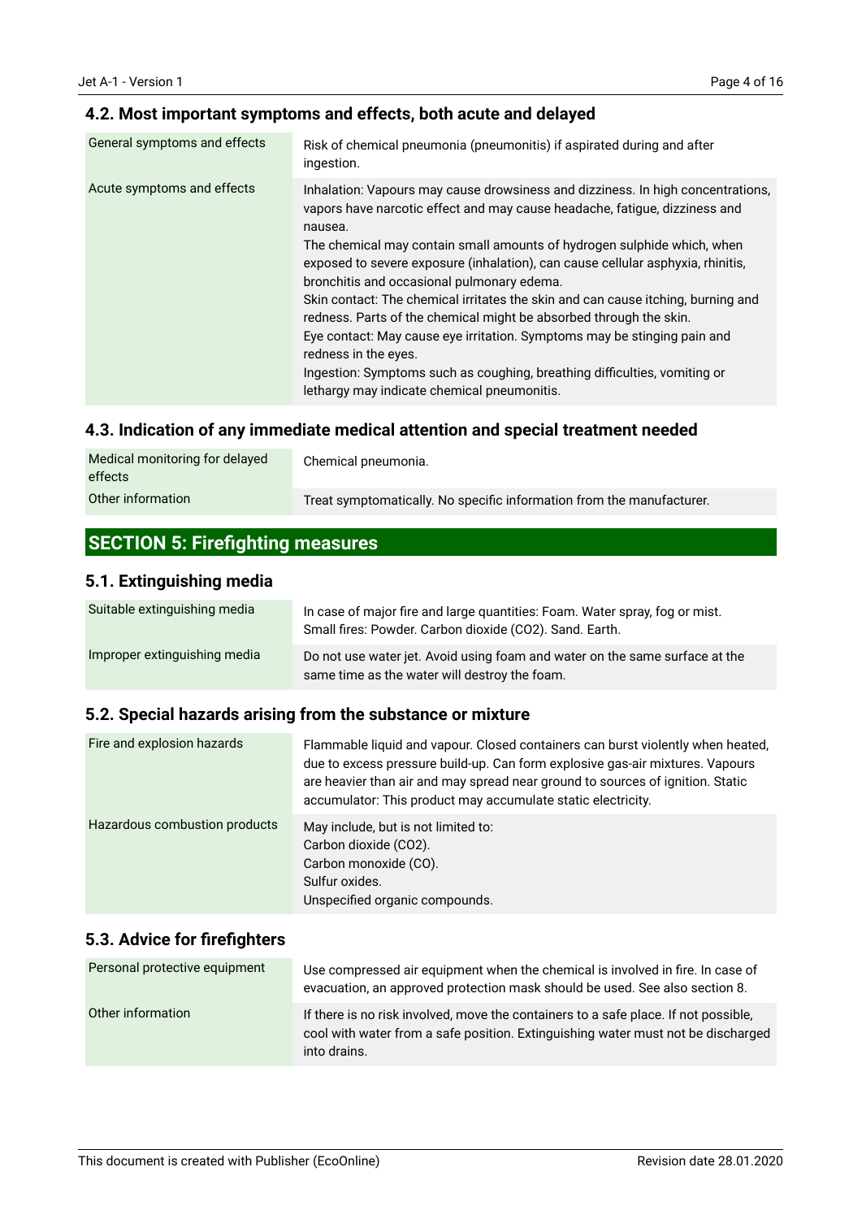### 4.2. Most important symptoms and effects, both acute and delayed

| | |
|---|---|
| General symptoms and effects | Risk of chemical pneumonia (pneumonitis) if aspirated during and after ingestion. |
| Acute symptoms and effects | Inhalation: Vapours may cause drowsiness and dizziness. In high concentrations, vapors have narcotic effect and may cause headache, fatigue, dizziness and nausea.<br>The chemical may contain small amounts of hydrogen sulphide which, when exposed to severe exposure (inhalation), can cause cellular asphyxia, rhinitis, bronchitis and occasional pulmonary edema.<br>Skin contact: The chemical irritates the skin and can cause itching, burning and redness. Parts of the chemical might be absorbed through the skin.<br>Eye contact: May cause eye irritation. Symptoms may be stinging pain and redness in the eyes.<br>Ingestion: Symptoms such as coughing, breathing difficulties, vomiting or lethargy may indicate chemical pneumonitis. |

### 4.3. Indication of any immediate medical attention and special treatment needed

| | |
|---|---|
| Medical monitoring for delayed effects | Chemical pneumonia. |
| Other information | Treat symptomatically. No specific information from the manufacturer. |

## SECTION 5: Firefighting measures

### 5.1. Extinguishing media

| | |
|---|---|
| Suitable extinguishing media | In case of major fire and large quantities: Foam. Water spray, fog or mist.<br>Small fires: Powder. Carbon dioxide ($CO_2$). Sand. Earth. |
| Improper extinguishing media | Do not use water jet. Avoid using foam and water on the same surface at the same time as the water will destroy the foam. |

### 5.2. Special hazards arising from the substance or mixture

| | |
|---|---|
| Fire and explosion hazards | Flammable liquid and vapour. Closed containers can burst violently when heated, due to excess pressure build-up. Can form explosive gas-air mixtures. Vapours are heavier than air and may spread near ground to sources of ignition. Static accumulator: This product may accumulate static electricity. |
| Hazardous combustion products | May include, but is not limited to:<br>Carbon dioxide ($CO_2$).<br>Carbon monoxide (CO).<br>Sulfur oxides.<br>Unspecified organic compounds. |

### 5.3. Advice for firefighters

| | |
|---|---|
| Personal protective equipment | Use compressed air equipment when the chemical is involved in fire. In case of evacuation, an approved protection mask should be used. See also section 8. |
| Other information | If there is no risk involved, move the containers to a safe place. If not possible, cool with water from a safe position. Extinguishing water must not be discharged into drains. |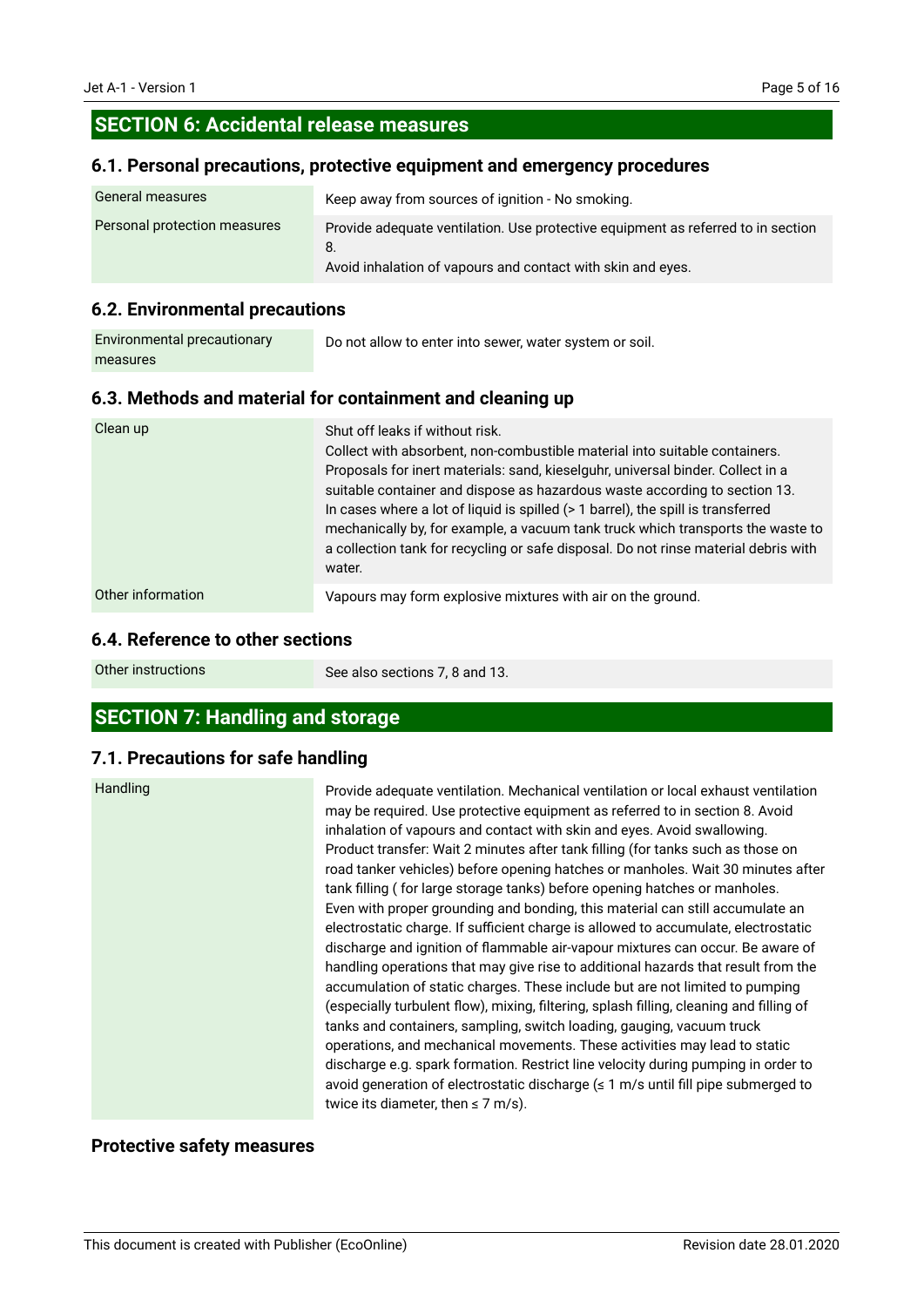## SECTION 6: Accidental release measures

### 6.1. Personal precautions, protective equipment and emergency procedures

| | |
|---|---|
| General measures | Keep away from sources of ignition - No smoking. |
| Personal protection measures | Provide adequate ventilation. Use protective equipment as referred to in section 8.<br>Avoid inhalation of vapours and contact with skin and eyes. |

### 6.2. Environmental precautions

| | |
|---|---|
| Environmental precautionary measures | Do not allow to enter into sewer, water system or soil. |

### 6.3. Methods and material for containment and cleaning up

| | |
|---|---|
| Clean up | Shut off leaks if without risk.<br>Collect with absorbent, non-combustible material into suitable containers.<br>Proposals for inert materials: sand, kieselguhr, universal binder. Collect in a suitable container and dispose as hazardous waste according to section 13.<br>In cases where a lot of liquid is spilled (> 1 barrel), the spill is transferred mechanically by, for example, a vacuum tank truck which transports the waste to a collection tank for recycling or safe disposal. Do not rinse material debris with water. |
| Other information | Vapours may form explosive mixtures with air on the ground. |

### 6.4. Reference to other sections

| | |
|---|---|
| Other instructions | See also sections 7, 8 and 13. |

## SECTION 7: Handling and storage

### 7.1. Precautions for safe handling

| | |
|---|---|
| Handling | Provide adequate ventilation. Mechanical ventilation or local exhaust ventilation may be required. Use protective equipment as referred to in section 8. Avoid inhalation of vapours and contact with skin and eyes. Avoid swallowing.<br>Product transfer: Wait 2 minutes after tank filling (for tanks such as those on road tanker vehicles) before opening hatches or manholes. Wait 30 minutes after tank filling ( for large storage tanks) before opening hatches or manholes.<br>Even with proper grounding and bonding, this material can still accumulate an electrostatic charge. If sufficient charge is allowed to accumulate, electrostatic discharge and ignition of flammable air-vapour mixtures can occur. Be aware of handling operations that may give rise to additional hazards that result from the accumulation of static charges. These include but are not limited to pumping (especially turbulent flow), mixing, filtering, splash filling, cleaning and filling of tanks and containers, sampling, switch loading, gauging, vacuum truck operations, and mechanical movements. These activities may lead to static discharge e.g. spark formation. Restrict line velocity during pumping in order to avoid generation of electrostatic discharge (≤ 1 m/s until fill pipe submerged to twice its diameter, then ≤ 7 m/s). |

### Protective safety measures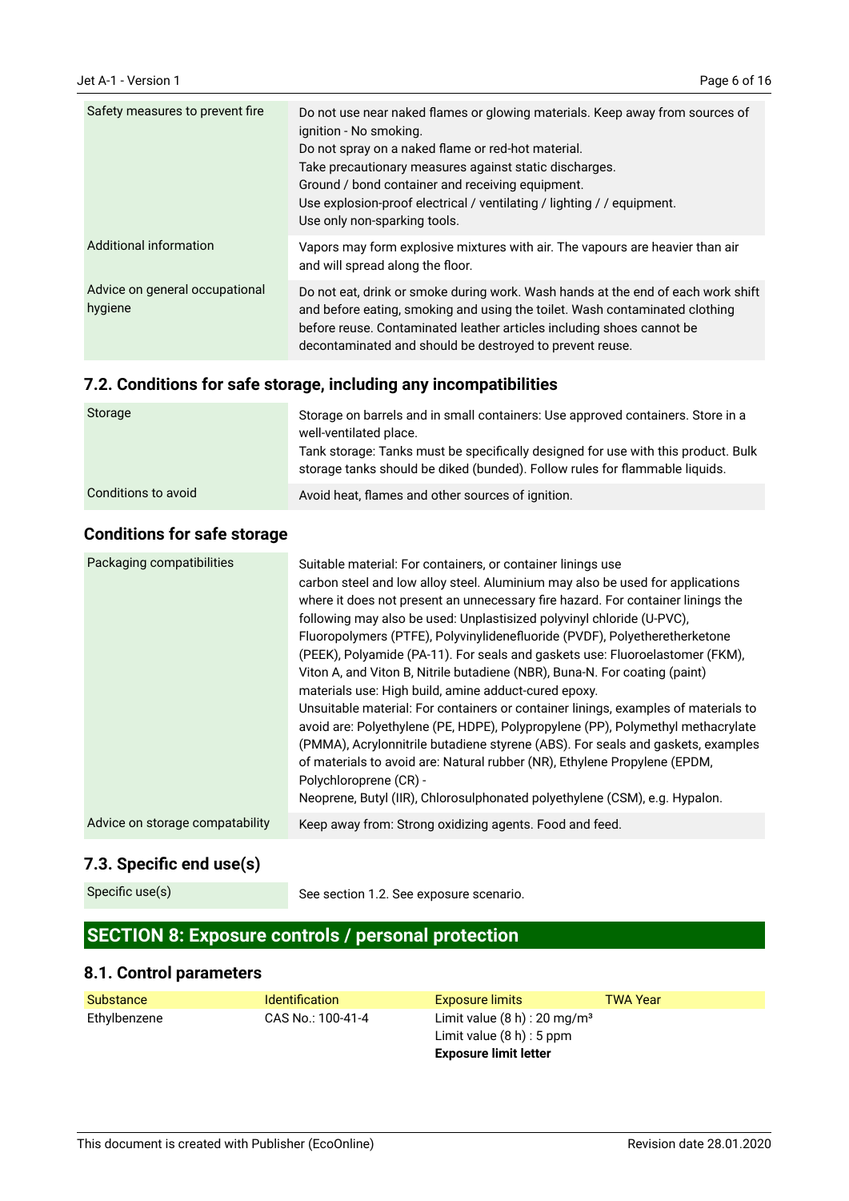| | |
|---|---|
| Safety measures to prevent fire | Do not use near naked flames or glowing materials. Keep away from sources of ignition - No smoking.<br>Do not spray on a naked flame or red-hot material.<br>Take precautionary measures against static discharges.<br>Ground / bond container and receiving equipment.<br>Use explosion-proof electrical / ventilating / lighting / / equipment.<br>Use only non-sparking tools. |
| Additional information | Vapors may form explosive mixtures with air. The vapours are heavier than air and will spread along the floor. |
| Advice on general occupational hygiene | Do not eat, drink or smoke during work. Wash hands at the end of each work shift and before eating, smoking and using the toilet. Wash contaminated clothing before reuse. Contaminated leather articles including shoes cannot be decontaminated and should be destroyed to prevent reuse. |

### 7.2. Conditions for safe storage, including any incompatibilities

| | |
|---|---|
| Storage | Storage on barrels and in small containers: Use approved containers. Store in a well-ventilated place.<br>Tank storage: Tanks must be specifically designed for use with this product. Bulk storage tanks should be diked (bunded). Follow rules for flammable liquids. |
| Conditions to avoid | Avoid heat, flames and other sources of ignition. |

### Conditions for safe storage

| | |
|---|---|
| Packaging compatibilities | Suitable material: For containers, or container linings use<br>carbon steel and low alloy steel. Aluminium may also be used for applications where it does not present an unnecessary fire hazard. For container linings the following may also be used: Unplastisized polyvinyl chloride (U-PVC), Fluoropolymers (PTFE), Polyvinylidenefluoride (PVDF), Polyetheretherketone (PEEK), Polyamide (PA-11). For seals and gaskets use: Fluoroelastomer (FKM), Viton A, and Viton B, Nitrile butadiene (NBR), Buna-N. For coating (paint) materials use: High build, amine adduct-cured epoxy.<br>Unsuitable material: For containers or container linings, examples of materials to avoid are: Polyethylene (PE, HDPE), Polypropylene (PP), Polymethyl methacrylate (PMMA), Acrylonnitrile butadiene styrene (ABS). For seals and gaskets, examples of materials to avoid are: Natural rubber (NR), Ethylene Propylene (EPDM, Polychloroprene (CR) -<br>Neoprene, Butyl (IIR), Chlorosulphonated polyethylene (CSM), e.g. Hypalon. |
| Advice on storage compatability | Keep away from: Strong oxidizing agents. Food and feed. |

### 7.3. Specific end use(s)

| | |
|---|---|
| Specific use(s) | See section 1.2. See exposure scenario. |

## SECTION 8: Exposure controls / personal protection

### 8.1. Control parameters

| Substance | Identification | Exposure limits | TWA Year |
|---|---|---|---|
| Ethylbenzene | CAS No.: 100-41-4 | Limit value (8 h) : 20 mg/m³<br>Limit value (8 h) : 5 ppm<br>**Exposure limit letter** | |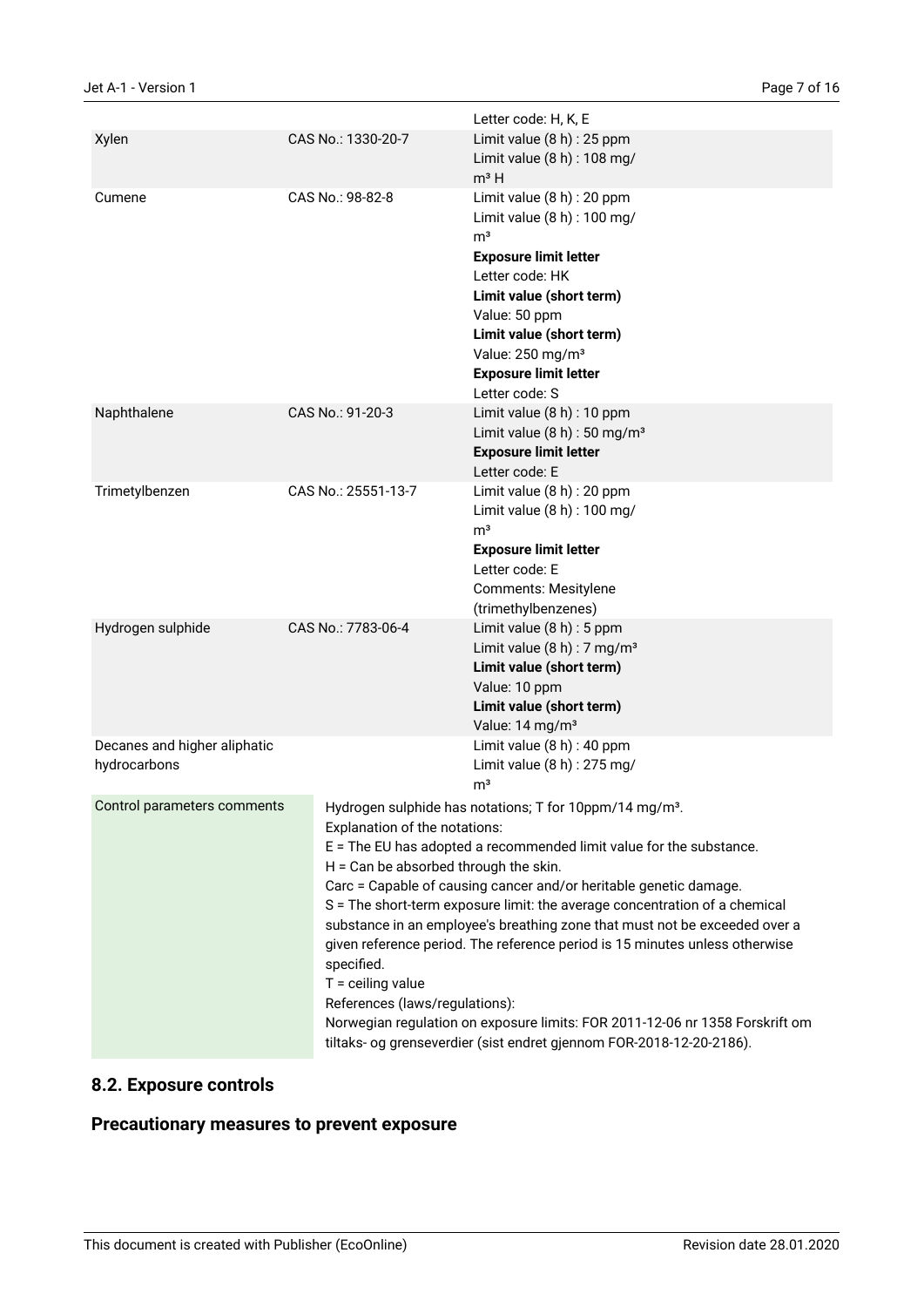| | | |
|---|---|---|
| | | Letter code: H, K, E |
| Xylen | CAS No.: 1330-20-7 | Limit value (8 h) : 25 ppm<br>Limit value (8 h) : 108 mg/m³ H |
| Cumene | CAS No.: 98-82-8 | Limit value (8 h) : 20 ppm<br>Limit value (8 h) : 100 mg/m³<br>**Exposure limit letter**<br>Letter code: HK<br>**Limit value (short term)**<br>Value: 50 ppm<br>**Limit value (short term)**<br>Value: 250 mg/m³<br>**Exposure limit letter**<br>Letter code: S |
| Naphthalene | CAS No.: 91-20-3 | Limit value (8 h) : 10 ppm<br>Limit value (8 h) : 50 mg/m³<br>**Exposure limit letter**<br>Letter code: E |
| Trimetylbenzen | CAS No.: 25551-13-7 | Limit value (8 h) : 20 ppm<br>Limit value (8 h) : 100 mg/m³<br>**Exposure limit letter**<br>Letter code: E<br>Comments: Mesitylene (trimethylbenzenes) |
| Hydrogen sulphide | CAS No.: 7783-06-4 | Limit value (8 h) : 5 ppm<br>Limit value (8 h) : 7 mg/m³<br>**Limit value (short term)**<br>Value: 10 ppm<br>**Limit value (short term)**<br>Value: 14 mg/m³ |
| Decanes and higher aliphatic hydrocarbons | | Limit value (8 h) : 40 ppm<br>Limit value (8 h) : 275 mg/m³ |

| | |
|---|---|
| Control parameters comments | Hydrogen sulphide has notations; T for 10ppm/14 mg/m³.<br>Explanation of the notations:<br>E = The EU has adopted a recommended limit value for the substance.<br>H = Can be absorbed through the skin.<br>Carc = Capable of causing cancer and/or heritable genetic damage.<br>S = The short-term exposure limit: the average concentration of a chemical substance in an employee's breathing zone that must not be exceeded over a given reference period. The reference period is 15 minutes unless otherwise specified.<br>T = ceiling value<br>References (laws/regulations):<br>Norwegian regulation on exposure limits: FOR 2011-12-06 nr 1358 Forskrift om tiltaks- og grenseverdier (sist endret gjennom FOR-2018-12-20-2186). |

## 8.2. Exposure controls

## Precautionary measures to prevent exposure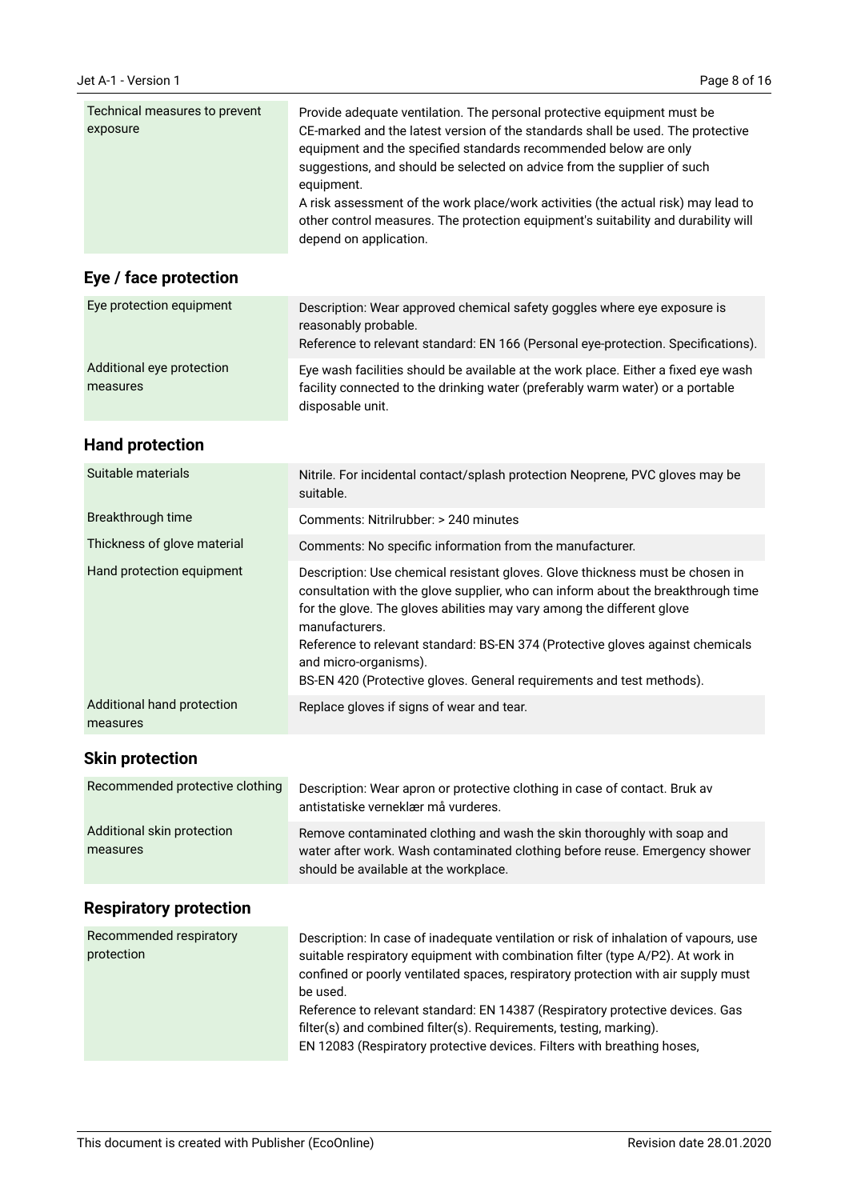| | |
|---|---|
| Technical measures to prevent exposure | Provide adequate ventilation. The personal protective equipment must be CE-marked and the latest version of the standards shall be used. The protective equipment and the specified standards recommended below are only suggestions, and should be selected on advice from the supplier of such equipment.<br>A risk assessment of the work place/work activities (the actual risk) may lead to other control measures. The protection equipment's suitability and durability will depend on application. |

## Eye / face protection

| | |
|---|---|
| Eye protection equipment | Description: Wear approved chemical safety goggles where eye exposure is reasonably probable.<br>Reference to relevant standard: EN 166 (Personal eye-protection. Specifications). |
| Additional eye protection measures | Eye wash facilities should be available at the work place. Either a fixed eye wash facility connected to the drinking water (preferably warm water) or a portable disposable unit. |

## Hand protection

| | |
|---|---|
| Suitable materials | Nitrile. For incidental contact/splash protection Neoprene, PVC gloves may be suitable. |
| Breakthrough time | Comments: Nitrilrubber: > 240 minutes |
| Thickness of glove material | Comments: No specific information from the manufacturer. |
| Hand protection equipment | Description: Use chemical resistant gloves. Glove thickness must be chosen in consultation with the glove supplier, who can inform about the breakthrough time for the glove. The gloves abilities may vary among the different glove manufacturers.<br>Reference to relevant standard: BS-EN 374 (Protective gloves against chemicals and micro-organisms).<br>BS-EN 420 (Protective gloves. General requirements and test methods). |
| Additional hand protection measures | Replace gloves if signs of wear and tear. |

## Skin protection

| | |
|---|---|
| Recommended protective clothing | Description: Wear apron or protective clothing in case of contact. Bruk av antistatiske verneklær må vurderes. |
| Additional skin protection measures | Remove contaminated clothing and wash the skin thoroughly with soap and water after work. Wash contaminated clothing before reuse. Emergency shower should be available at the workplace. |

## Respiratory protection

| | |
|---|---|
| Recommended respiratory protection | Description: In case of inadequate ventilation or risk of inhalation of vapours, use suitable respiratory equipment with combination filter (type A/P2). At work in confined or poorly ventilated spaces, respiratory protection with air supply must be used.<br>Reference to relevant standard: EN 14387 (Respiratory protective devices. Gas filter(s) and combined filter(s). Requirements, testing, marking).<br>EN 12083 (Respiratory protective devices. Filters with breathing hoses, |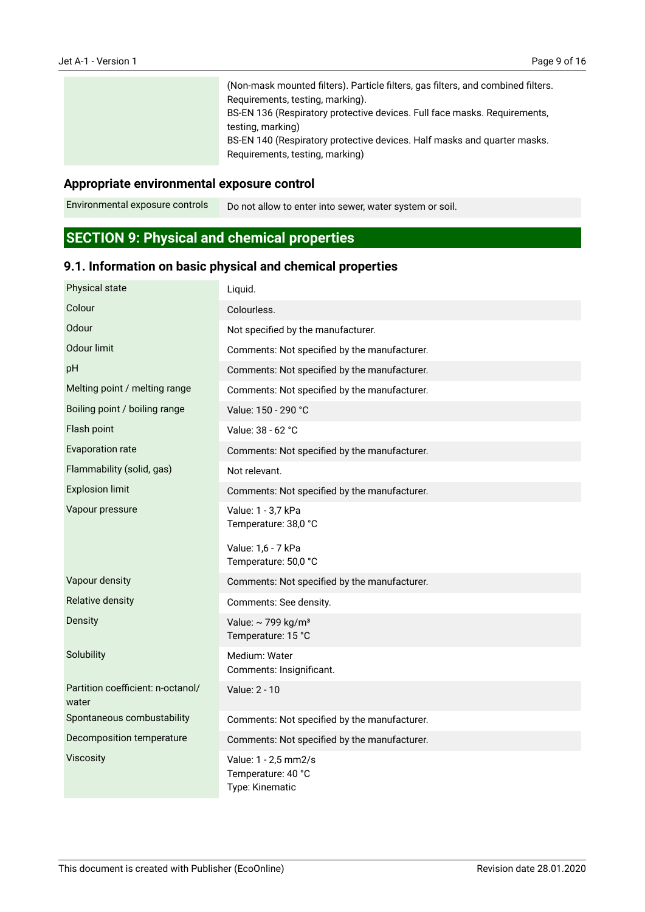| | |
|---|---|
| | (Non-mask mounted filters). Particle filters, gas filters, and combined filters. Requirements, testing, marking).<br>BS-EN 136 (Respiratory protective devices. Full face masks. Requirements, testing, marking)<br>BS-EN 140 (Respiratory protective devices. Half masks and quarter masks. Requirements, testing, marking) |

### Appropriate environmental exposure control

| | |
|---|---|
| Environmental exposure controls | Do not allow to enter into sewer, water system or soil. |

## SECTION 9: Physical and chemical properties

### 9.1. Information on basic physical and chemical properties

| | |
|---|---|
| Physical state | Liquid. |
| Colour | Colourless. |
| Odour | Not specified by the manufacturer. |
| Odour limit | Comments: Not specified by the manufacturer. |
| pH | Comments: Not specified by the manufacturer. |
| Melting point / melting range | Comments: Not specified by the manufacturer. |
| Boiling point / boiling range | Value: 150 - 290 °C |
| Flash point | Value: 38 - 62 °C |
| Evaporation rate | Comments: Not specified by the manufacturer. |
| Flammability (solid, gas) | Not relevant. |
| Explosion limit | Comments: Not specified by the manufacturer. |
| Vapour pressure | Value: 1 - 3,7 kPa<br>Temperature: 38,0 °C<br><br>Value: 1,6 - 7 kPa<br>Temperature: 50,0 °C |
| Vapour density | Comments: Not specified by the manufacturer. |
| Relative density | Comments: See density. |
| Density | Value: ~ 799 kg/m³<br>Temperature: 15 °C |
| Solubility | Medium: Water<br>Comments: Insignificant. |
| Partition coefficient: n-octanol/water | Value: 2 - 10 |
| Spontaneous combustability | Comments: Not specified by the manufacturer. |
| Decomposition temperature | Comments: Not specified by the manufacturer. |
| Viscosity | Value: 1 - 2,5 mm2/s<br>Temperature: 40 °C<br>Type: Kinematic |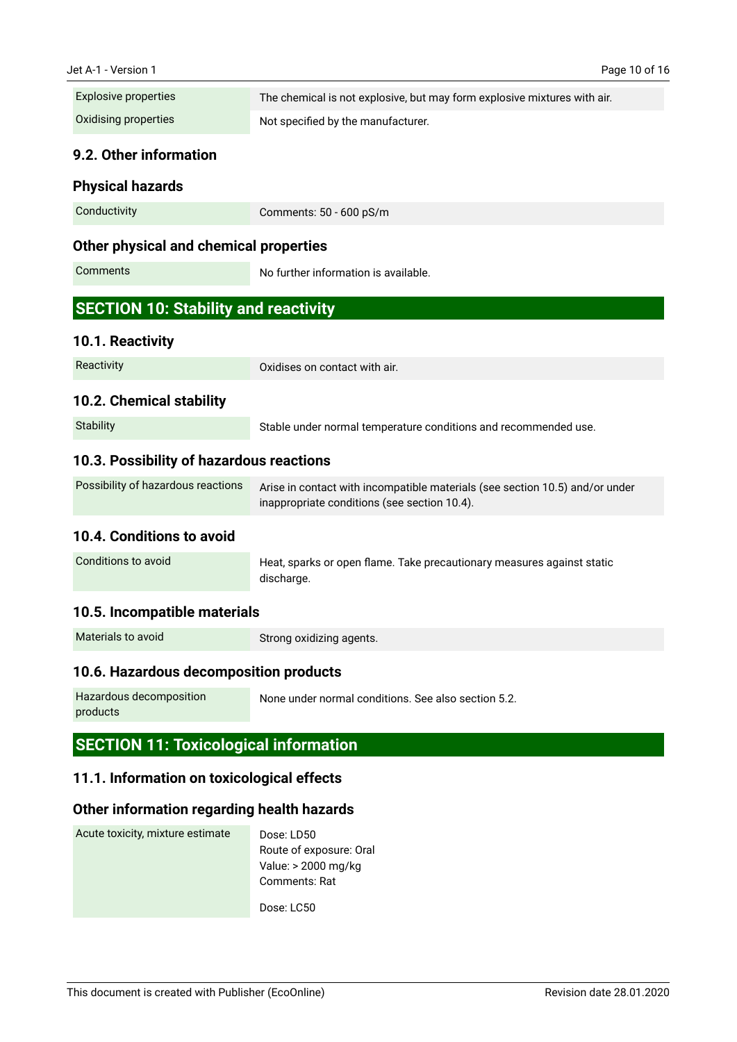| | |
|---|---|
| Explosive properties | The chemical is not explosive, but may form explosive mixtures with air. |
| Oxidising properties | Not specified by the manufacturer. |

### 9.2. Other information

### Physical hazards

| | |
|---|---|
| Conductivity | Comments: 50 - 600 pS/m |

### Other physical and chemical properties

| | |
|---|---|
| Comments | No further information is available. |

## SECTION 10: Stability and reactivity

### 10.1. Reactivity

| | |
|---|---|
| Reactivity | Oxidises on contact with air. |

### 10.2. Chemical stability

| | |
|---|---|
| Stability | Stable under normal temperature conditions and recommended use. |

### 10.3. Possibility of hazardous reactions

| | |
|---|---|
| Possibility of hazardous reactions | Arise in contact with incompatible materials (see section 10.5) and/or under inappropriate conditions (see section 10.4). |

### 10.4. Conditions to avoid

| | |
|---|---|
| Conditions to avoid | Heat, sparks or open flame. Take precautionary measures against static discharge. |

### 10.5. Incompatible materials

| | |
|---|---|
| Materials to avoid | Strong oxidizing agents. |

### 10.6. Hazardous decomposition products

| | |
|---|---|
| Hazardous decomposition products | None under normal conditions. See also section 5.2. |

## SECTION 11: Toxicological information

### 11.1. Information on toxicological effects

### Other information regarding health hazards

| | |
|---|---|
| Acute toxicity, mixture estimate | Dose: LD50<br>Route of exposure: Oral<br>Value: > 2000 mg/kg<br>Comments: Rat<br><br>Dose: LC50 |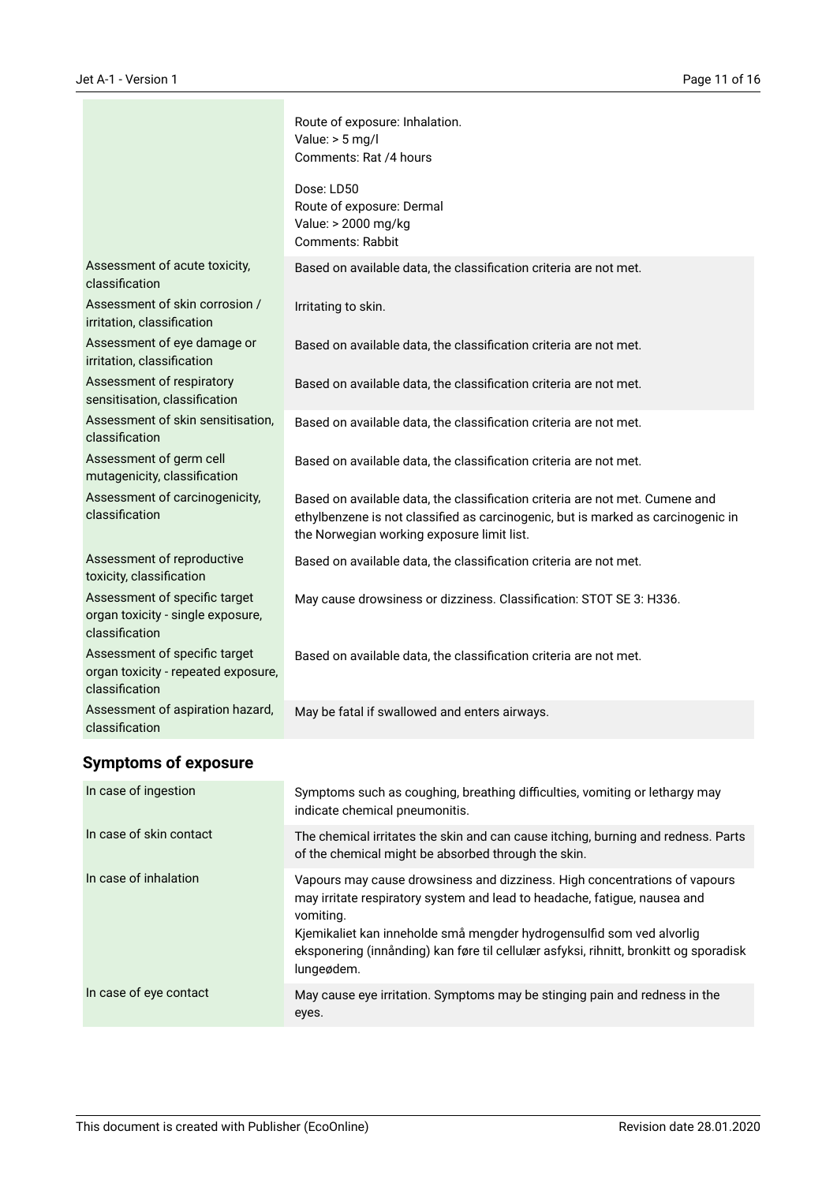| | |
|---|---|
| | Route of exposure: Inhalation.<br>Value: > 5 mg/l<br>Comments: Rat /4 hours<br><br>Dose: LD50<br>Route of exposure: Dermal<br>Value: > 2000 mg/kg<br>Comments: Rabbit |
| Assessment of acute toxicity, classification | Based on available data, the classification criteria are not met. |
| Assessment of skin corrosion / irritation, classification | Irritating to skin. |
| Assessment of eye damage or irritation, classification | Based on available data, the classification criteria are not met. |
| Assessment of respiratory sensitisation, classification | Based on available data, the classification criteria are not met. |
| Assessment of skin sensitisation, classification | Based on available data, the classification criteria are not met. |
| Assessment of germ cell mutagenicity, classification | Based on available data, the classification criteria are not met. |
| Assessment of carcinogenicity, classification | Based on available data, the classification criteria are not met. Cumene and ethylbenzene is not classified as carcinogenic, but is marked as carcinogenic in the Norwegian working exposure limit list. |
| Assessment of reproductive toxicity, classification | Based on available data, the classification criteria are not met. |
| Assessment of specific target organ toxicity - single exposure, classification | May cause drowsiness or dizziness. Classification: STOT SE 3: H336. |
| Assessment of specific target organ toxicity - repeated exposure, classification | Based on available data, the classification criteria are not met. |
| Assessment of aspiration hazard, classification | May be fatal if swallowed and enters airways. |

## Symptoms of exposure

| | |
|---|---|
| In case of ingestion | Symptoms such as coughing, breathing difficulties, vomiting or lethargy may indicate chemical pneumonitis. |
| In case of skin contact | The chemical irritates the skin and can cause itching, burning and redness. Parts of the chemical might be absorbed through the skin. |
| In case of inhalation | Vapours may cause drowsiness and dizziness. High concentrations of vapours may irritate respiratory system and lead to headache, fatigue, nausea and vomiting.<br>Kjemikaliet kan inneholde små mengder hydrogensulfid som ved alvorlig eksponering (innånding) kan føre til cellulær asfyksi, rihnitt, bronkitt og sporadisk lungeødem. |
| In case of eye contact | May cause eye irritation. Symptoms may be stinging pain and redness in the eyes. |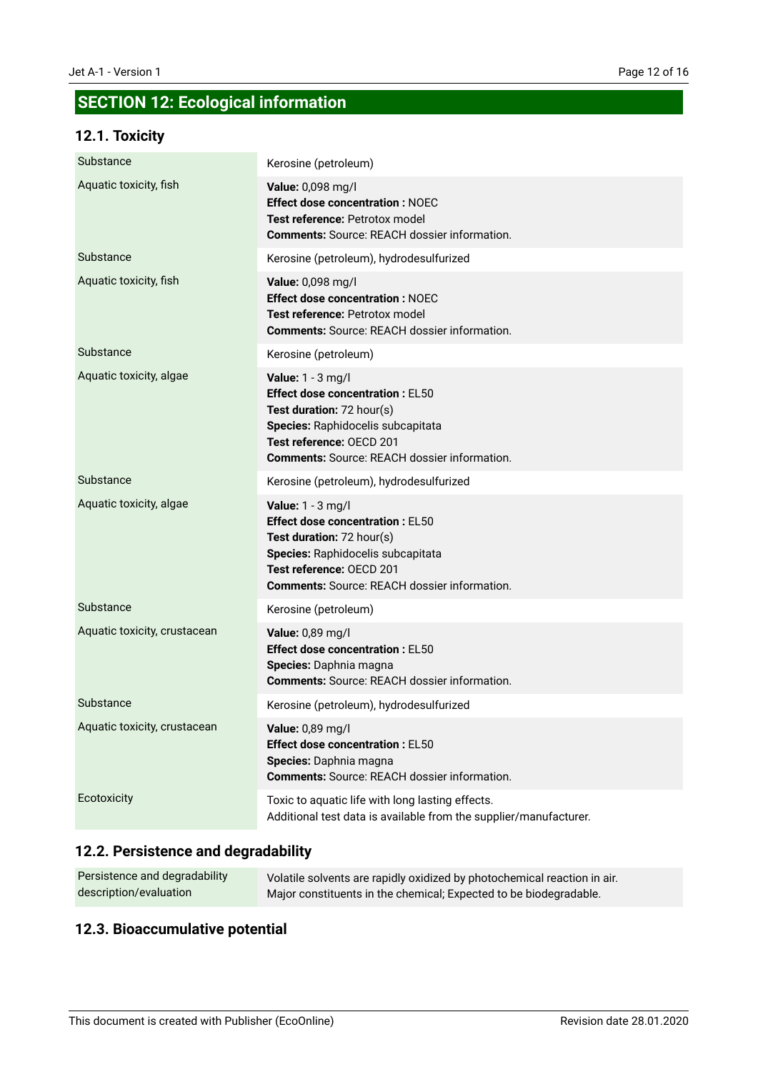## SECTION 12: Ecological information

### 12.1. Toxicity

| | |
|---|---|
| Substance | Kerosine (petroleum) |
| Aquatic toxicity, fish | **Value:** 0,098 mg/l<br>**Effect dose concentration :** NOEC<br>**Test reference:** Petrotox model<br>**Comments:** Source: REACH dossier information. |
| Substance | Kerosine (petroleum), hydrodesulfurized |
| Aquatic toxicity, fish | **Value:** 0,098 mg/l<br>**Effect dose concentration :** NOEC<br>**Test reference:** Petrotox model<br>**Comments:** Source: REACH dossier information. |
| Substance | Kerosine (petroleum) |
| Aquatic toxicity, algae | **Value:** 1 - 3 mg/l<br>**Effect dose concentration :** EL50<br>**Test duration:** 72 hour(s)<br>**Species:** Raphidocelis subcapitata<br>**Test reference:** OECD 201<br>**Comments:** Source: REACH dossier information. |
| Substance | Kerosine (petroleum), hydrodesulfurized |
| Aquatic toxicity, algae | **Value:** 1 - 3 mg/l<br>**Effect dose concentration :** EL50<br>**Test duration:** 72 hour(s)<br>**Species:** Raphidocelis subcapitata<br>**Test reference:** OECD 201<br>**Comments:** Source: REACH dossier information. |
| Substance | Kerosine (petroleum) |
| Aquatic toxicity, crustacean | **Value:** 0,89 mg/l<br>**Effect dose concentration :** EL50<br>**Species:** Daphnia magna<br>**Comments:** Source: REACH dossier information. |
| Substance | Kerosine (petroleum), hydrodesulfurized |
| Aquatic toxicity, crustacean | **Value:** 0,89 mg/l<br>**Effect dose concentration :** EL50<br>**Species:** Daphnia magna<br>**Comments:** Source: REACH dossier information. |
| Ecotoxicity | Toxic to aquatic life with long lasting effects.<br>Additional test data is available from the supplier/manufacturer. |

### 12.2. Persistence and degradability

| | |
|---|---|
| Persistence and degradability description/evaluation | Volatile solvents are rapidly oxidized by photochemical reaction in air.<br>Major constituents in the chemical; Expected to be biodegradable. |

### 12.3. Bioaccumulative potential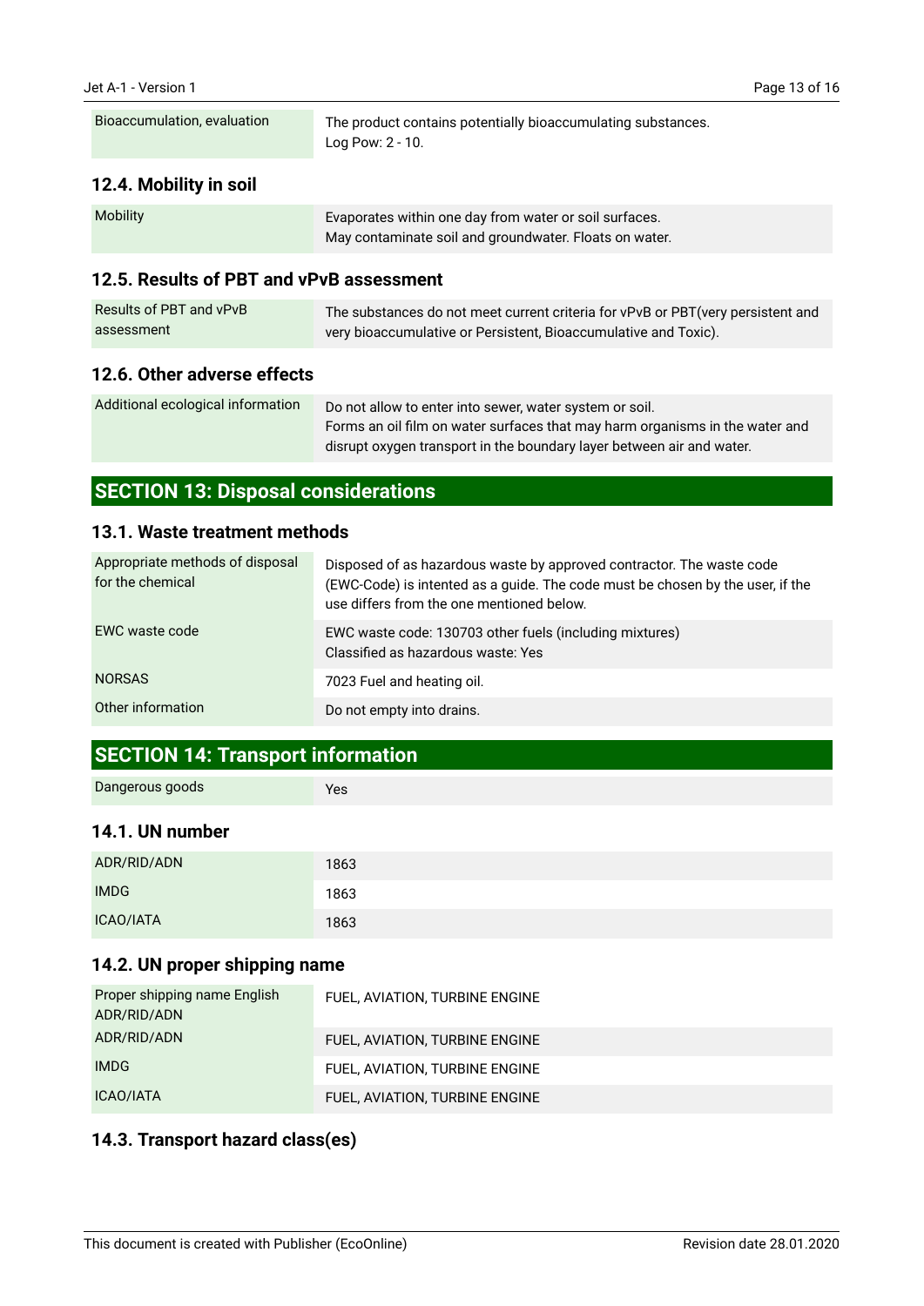| | |
|---|---|
| Bioaccumulation, evaluation | The product contains potentially bioaccumulating substances. Log Pow: 2 - 10. |

### 12.4. Mobility in soil

| | |
|---|---|
| Mobility | Evaporates within one day from water or soil surfaces. May contaminate soil and groundwater. Floats on water. |

### 12.5. Results of PBT and vPvB assessment

| | |
|---|---|
| Results of PBT and vPvB assessment | The substances do not meet current criteria for vPvB or PBT(very persistent and very bioaccumulative or Persistent, Bioaccumulative and Toxic). |

### 12.6. Other adverse effects

| | |
|---|---|
| Additional ecological information | Do not allow to enter into sewer, water system or soil. Forms an oil film on water surfaces that may harm organisms in the water and disrupt oxygen transport in the boundary layer between air and water. |

## SECTION 13: Disposal considerations

### 13.1. Waste treatment methods

| | |
|---|---|
| Appropriate methods of disposal for the chemical | Disposed of as hazardous waste by approved contractor. The waste code (EWC-Code) is intented as a guide. The code must be chosen by the user, if the use differs from the one mentioned below. |
| EWC waste code | EWC waste code: 130703 other fuels (including mixtures) Classified as hazardous waste: Yes |
| NORSAS | 7023 Fuel and heating oil. |
| Other information | Do not empty into drains. |

## SECTION 14: Transport information

| | |
|---|---|
| Dangerous goods | Yes |

### 14.1. UN number

| | |
|---|---|
| ADR/RID/ADN | 1863 |
| IMDG | 1863 |
| ICAO/IATA | 1863 |

### 14.2. UN proper shipping name

| | |
|---|---|
| Proper shipping name English ADR/RID/ADN | FUEL, AVIATION, TURBINE ENGINE |
| ADR/RID/ADN | FUEL, AVIATION, TURBINE ENGINE |
| IMDG | FUEL, AVIATION, TURBINE ENGINE |
| ICAO/IATA | FUEL, AVIATION, TURBINE ENGINE |

### 14.3. Transport hazard class(es)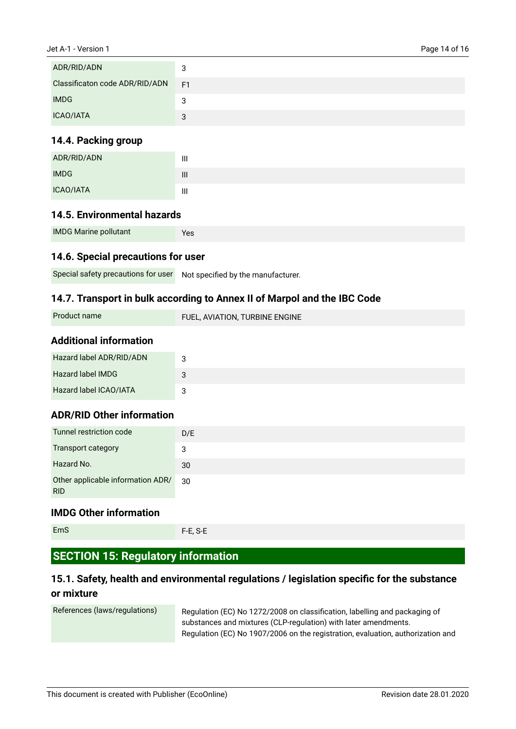| | |
|---|---|
| ADR/RID/ADN | 3 |
| Classificaton code ADR/RID/ADN | F1 |
| IMDG | 3 |
| ICAO/IATA | 3 |

### 14.4. Packing group

| | |
|---|---|
| ADR/RID/ADN | III |
| IMDG | III |
| ICAO/IATA | III |

### 14.5. Environmental hazards

| | |
|---|---|
| IMDG Marine pollutant | Yes |

### 14.6. Special precautions for user

| | |
|---|---|
| Special safety precautions for user | Not specified by the manufacturer. |

### 14.7. Transport in bulk according to Annex II of Marpol and the IBC Code

| | |
|---|---|
| Product name | FUEL, AVIATION, TURBINE ENGINE |

### Additional information

| | |
|---|---|
| Hazard label ADR/RID/ADN | 3 |
| Hazard label IMDG | 3 |
| Hazard label ICAO/IATA | 3 |

### ADR/RID Other information

| | |
|---|---|
| Tunnel restriction code | D/E |
| Transport category | 3 |
| Hazard No. | 30 |
| Other applicable information ADR/RID | 30 |

### IMDG Other information

| | |
|---|---|
| EmS | F-E, S-E |

## SECTION 15: Regulatory information

### 15.1. Safety, health and environmental regulations / legislation specific for the substance or mixture

| | |
|---|---|
| References (laws/regulations) | Regulation (EC) No 1272/2008 on classification, labelling and packaging of substances and mixtures (CLP-regulation) with later amendments. Regulation (EC) No 1907/2006 on the registration, evaluation, authorization and |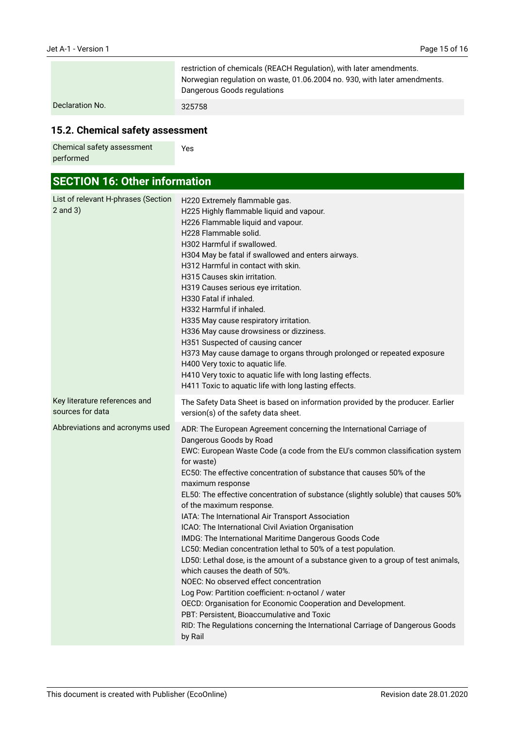| | |
|---|---|
| | restriction of chemicals (REACH Regulation), with later amendments.<br>Norwegian regulation on waste, 01.06.2004 no. 930, with later amendments.<br>Dangerous Goods regulations |
| Declaration No. | 325758 |

## 15.2. Chemical safety assessment

| | |
|---|---|
| Chemical safety assessment performed | Yes |

## SECTION 16: Other information

| | |
|---|---|
| List of relevant H-phrases (Section 2 and 3) | H220 Extremely flammable gas.<br>H225 Highly flammable liquid and vapour.<br>H226 Flammable liquid and vapour.<br>H228 Flammable solid.<br>H302 Harmful if swallowed.<br>H304 May be fatal if swallowed and enters airways.<br>H312 Harmful in contact with skin.<br>H315 Causes skin irritation.<br>H319 Causes serious eye irritation.<br>H330 Fatal if inhaled.<br>H332 Harmful if inhaled.<br>H335 May cause respiratory irritation.<br>H336 May cause drowsiness or dizziness.<br>H351 Suspected of causing cancer<br>H373 May cause damage to organs through prolonged or repeated exposure<br>H400 Very toxic to aquatic life.<br>H410 Very toxic to aquatic life with long lasting effects.<br>H411 Toxic to aquatic life with long lasting effects. |
| Key literature references and sources for data | The Safety Data Sheet is based on information provided by the producer. Earlier version(s) of the safety data sheet. |
| Abbreviations and acronyms used | ADR: The European Agreement concerning the International Carriage of Dangerous Goods by Road<br>EWC: European Waste Code (a code from the EU's common classification system for waste)<br>EC50: The effective concentration of substance that causes 50% of the maximum response<br>EL50: The effective concentration of substance (slightly soluble) that causes 50% of the maximum response.<br>IATA: The International Air Transport Association<br>ICAO: The International Civil Aviation Organisation<br>IMDG: The International Maritime Dangerous Goods Code<br>LC50: Median concentration lethal to 50% of a test population.<br>LD50: Lethal dose, is the amount of a substance given to a group of test animals, which causes the death of 50%.<br>NOEC: No observed effect concentration<br>Log Pow: Partition coefficient: n-octanol / water<br>OECD: Organisation for Economic Cooperation and Development.<br>PBT: Persistent, Bioaccumulative and Toxic<br>RID: The Regulations concerning the International Carriage of Dangerous Goods by Rail |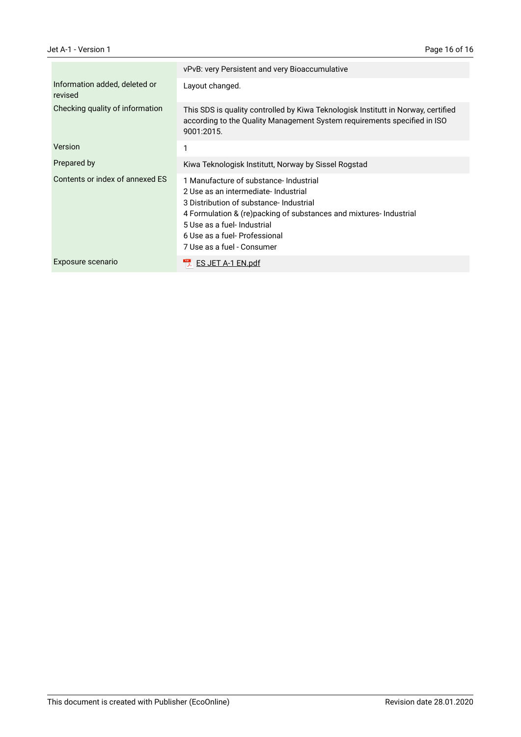| | |
|---|---|
| | vPvB: very Persistent and very Bioaccumulative |
| Information added, deleted or revised | Layout changed. |
| Checking quality of information | This SDS is quality controlled by Kiwa Teknologisk Institutt in Norway, certified according to the Quality Management System requirements specified in ISO 9001:2015. |
| Version | 1 |
| Prepared by | Kiwa Teknologisk Institutt, Norway by Sissel Rogstad |
| Contents or index of annexed ES | 1 Manufacture of substance- Industrial<br>2 Use as an intermediate- Industrial<br>3 Distribution of substance- Industrial<br>4 Formulation & (re)packing of substances and mixtures- Industrial<br>5 Use as a fuel- Industrial<br>6 Use as a fuel- Professional<br>7 Use as a fuel - Consumer |
| Exposure scenario | ES JET A-1 EN.pdf |